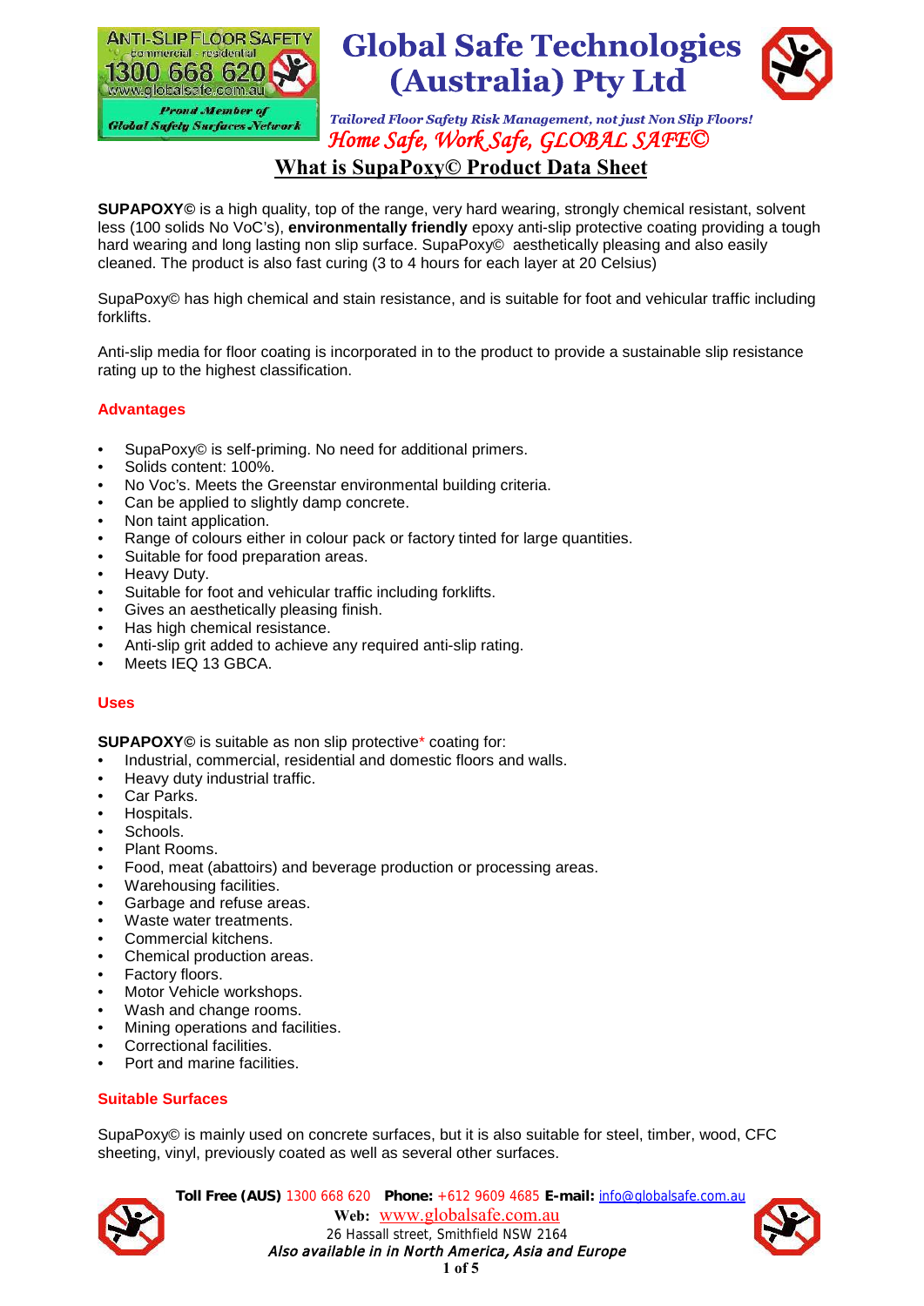ANTI-SLIP FLOOR SAFETY
commercial - residential
1300 668 620
www.globalsafe.com.au
*Proud Member of Global Safety Surfaces Network*

# Global Safe Technologies (Australia) Pty Ltd

***Tailored Floor Safety Risk Management, not just Non Slip Floors!***

*Home Safe, Work Safe, GLOBAL SAFE©*

## What is SupaPoxy© Product Data Sheet

**SUPAPOXY©** is a high quality, top of the range, very hard wearing, strongly chemical resistant, solvent less (100 solids No VoC's), **environmentally friendly** epoxy anti-slip protective coating providing a tough hard wearing and long lasting non slip surface. SupaPoxy© aesthetically pleasing and also easily cleaned. The product is also fast curing (3 to 4 hours for each layer at 20 Celsius)

SupaPoxy© has high chemical and stain resistance, and is suitable for foot and vehicular traffic including forklifts.

Anti-slip media for floor coating is incorporated in to the product to provide a sustainable slip resistance rating up to the highest classification.

### Advantages

- SupaPoxy© is self-priming. No need for additional primers.
- Solids content: 100%.
- No Voc's. Meets the Greenstar environmental building criteria.
- Can be applied to slightly damp concrete.
- Non taint application.
- Range of colours either in colour pack or factory tinted for large quantities.
- Suitable for food preparation areas.
- Heavy Duty.
- Suitable for foot and vehicular traffic including forklifts.
- Gives an aesthetically pleasing finish.
- Has high chemical resistance.
- Anti-slip grit added to achieve any required anti-slip rating.
- Meets IEQ 13 GBCA.

### Uses

**SUPAPOXY©** is suitable as non slip protective* coating for:

- Industrial, commercial, residential and domestic floors and walls.
- Heavy duty industrial traffic.
- Car Parks.
- Hospitals.
- Schools.
- Plant Rooms.
- Food, meat (abattoirs) and beverage production or processing areas.
- Warehousing facilities.
- Garbage and refuse areas.
- Waste water treatments.
- Commercial kitchens.
- Chemical production areas.
- Factory floors.
- Motor Vehicle workshops.
- Wash and change rooms.
- Mining operations and facilities.
- Correctional facilities.
- Port and marine facilities.

### Suitable Surfaces

SupaPoxy© is mainly used on concrete surfaces, but it is also suitable for steel, timber, wood, CFC sheeting, vinyl, previously coated as well as several other surfaces.

**Toll Free (AUS)** 1300 668 620 **Phone:** +612 9609 4685 **E-mail:** info@globalsafe.com.au
**Web:** www.globalsafe.com.au
26 Hassall street, Smithfield NSW 2164
*Also available in in North America, Asia and Europe*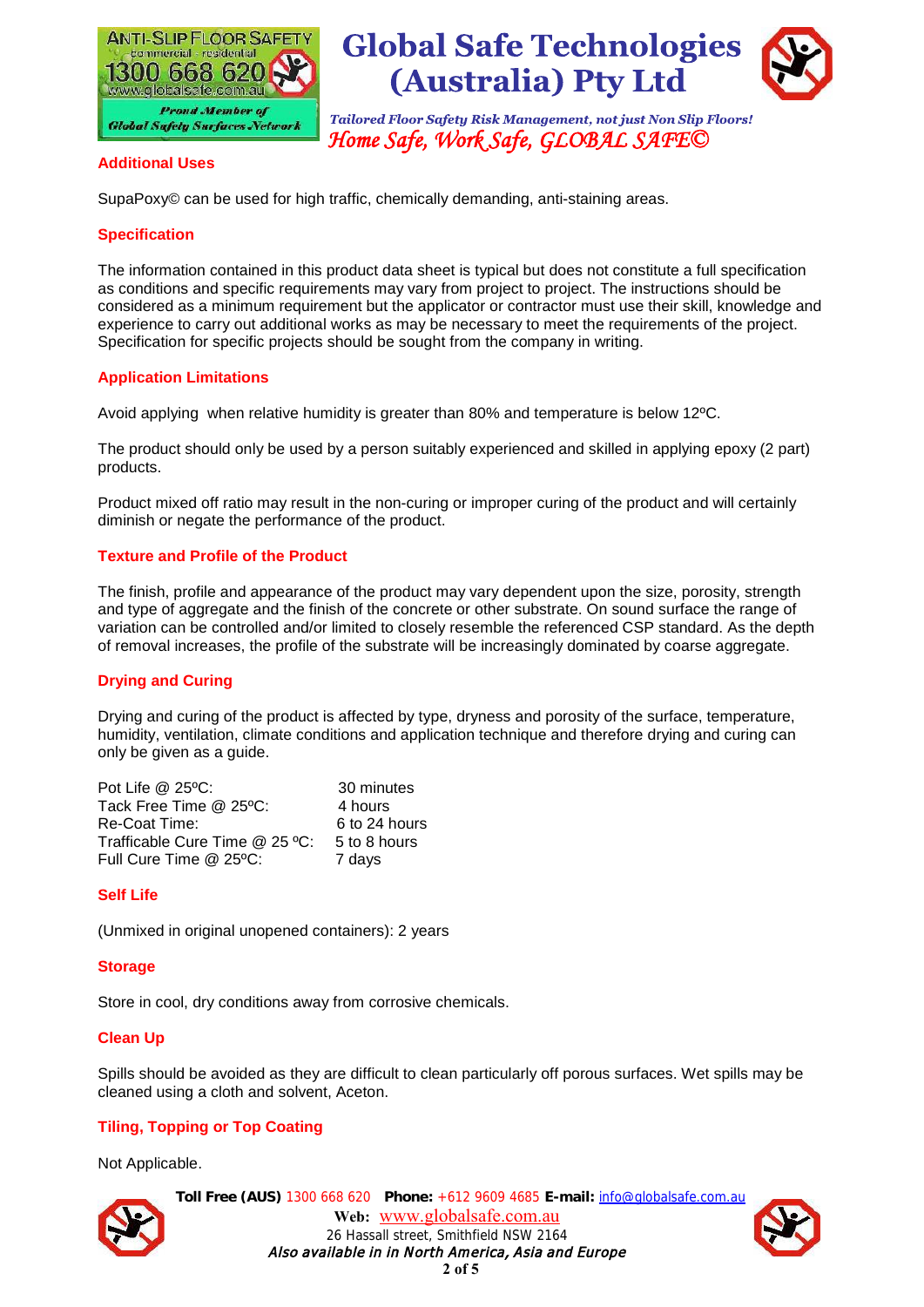## Additional Uses

SupaPoxy© can be used for high traffic, chemically demanding, anti-staining areas.

## Specification

The information contained in this product data sheet is typical but does not constitute a full specification as conditions and specific requirements may vary from project to project. The instructions should be considered as a minimum requirement but the applicator or contractor must use their skill, knowledge and experience to carry out additional works as may be necessary to meet the requirements of the project. Specification for specific projects should be sought from the company in writing.

## Application Limitations

Avoid applying when relative humidity is greater than 80% and temperature is below 12ºC.

The product should only be used by a person suitably experienced and skilled in applying epoxy (2 part) products.

Product mixed off ratio may result in the non-curing or improper curing of the product and will certainly diminish or negate the performance of the product.

## Texture and Profile of the Product

The finish, profile and appearance of the product may vary dependent upon the size, porosity, strength and type of aggregate and the finish of the concrete or other substrate. On sound surface the range of variation can be controlled and/or limited to closely resemble the referenced CSP standard. As the depth of removal increases, the profile of the substrate will be increasingly dominated by coarse aggregate.

## Drying and Curing

Drying and curing of the product is affected by type, dryness and porosity of the surface, temperature, humidity, ventilation, climate conditions and application technique and therefore drying and curing can only be given as a guide.

| | |
|---|---|
| Pot Life @ 25ºC: | 30 minutes |
| Tack Free Time @ 25ºC: | 4 hours |
| Re-Coat Time: | 6 to 24 hours |
| Trafficable Cure Time @ 25 ºC: | 5 to 8 hours |
| Full Cure Time @ 25ºC: | 7 days |

## Self Life

(Unmixed in original unopened containers): 2 years

## Storage

Store in cool, dry conditions away from corrosive chemicals.

## Clean Up

Spills should be avoided as they are difficult to clean particularly off porous surfaces. Wet spills may be cleaned using a cloth and solvent, Aceton.

## Tiling, Topping or Top Coating

Not Applicable.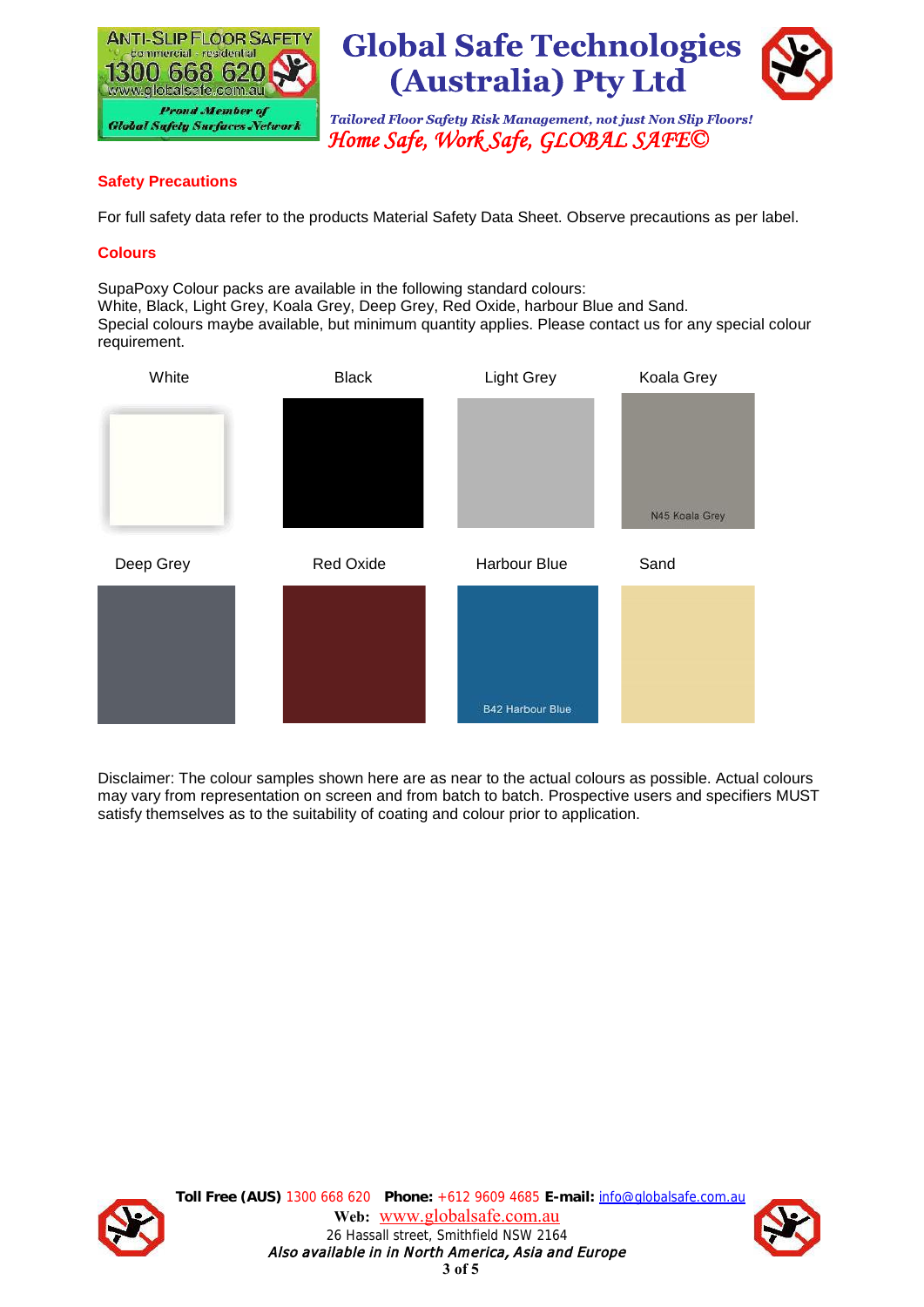## Safety Precautions

For full safety data refer to the products Material Safety Data Sheet. Observe precautions as per label.

## Colours

SupaPoxy Colour packs are available in the following standard colours:
White, Black, Light Grey, Koala Grey, Deep Grey, Red Oxide, harbour Blue and Sand.
Special colours maybe available, but minimum quantity applies. Please contact us for any special colour requirement.

| White | Black | Light Grey | Koala Grey |
| --- | --- | --- | --- |
| | | | N45 Koala Grey |
| **Deep Grey** | **Red Oxide** | **Harbour Blue** | **Sand** |
| | | B42 Harbour Blue | |

Disclaimer: The colour samples shown here are as near to the actual colours as possible. Actual colours may vary from representation on screen and from batch to batch. Prospective users and specifiers MUST satisfy themselves as to the suitability of coating and colour prior to application.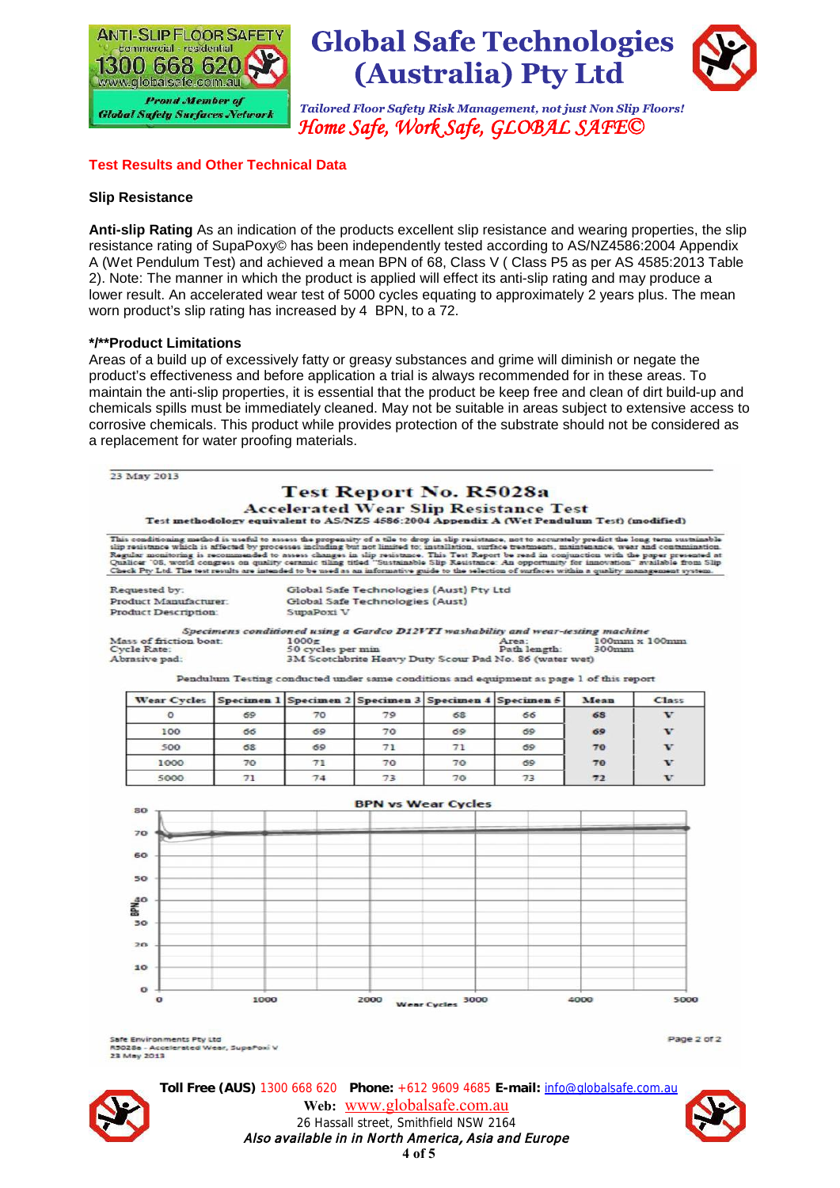## Test Results and Other Technical Data

### Slip Resistance

**Anti-slip Rating** As an indication of the products excellent slip resistance and wearing properties, the slip resistance rating of SupaPoxy© has been independently tested according to AS/NZ4586:2004 Appendix A (Wet Pendulum Test) and achieved a mean BPN of 68, Class V ( Class P5 as per AS 4585:2013 Table 2). Note: The manner in which the product is applied will effect its anti-slip rating and may produce a lower result. An accelerated wear test of 5000 cycles equating to approximately 2 years plus. The mean worn product's slip rating has increased by 4 BPN, to a 72.

### */**Product Limitations

Areas of a build up of excessively fatty or greasy substances and grime will diminish or negate the product's effectiveness and before application a trial is always recommended for in these areas. To maintain the anti-slip properties, it is essential that the product be keep free and clean of dirt build-up and chemicals spills must be immediately cleaned. May not be suitable in areas subject to extensive access to corrosive chemicals. This product while provides protection of the substrate should not be considered as a replacement for water proofing materials.

23 May 2013

# Test Report No. R5028a

## Accelerated Wear Slip Resistance Test

**Test methodology equivalent to AS/NZS 4586:2004 Appendix A (Wet Pendulum Test) (modified)**

This conditioning method is useful to assess the propensity of a tile to drop in slip resistance, not to accurately predict the long term sustainable slip resistance which is affected by processes including but not limited to: installation, surface treatments, maintenance, wear and contamination. Regular monitoring is recommended to assess changes in slip resistance. This Test Report be read in conjunction with the paper presented at Qualicer '08, world congress on quality ceramic tiling titled "Sustainable Slip Resistance: An opportunity for innovation" available from Slip Check Pty Ltd. The test results are intended to be used as an informative guide to the selection of surfaces within a quality management system.

Requested by: Global Safe Technologies (Aust) Pty Ltd
Product Manufacturer: Global Safe Technologies (Aust)
Product Description: SupaPoxi V

*Specimens conditioned using a Gardco D12VFI washability and wear-testing machine*

Mass of friction boat: 1000g
Cycle Rate: 50 cycles per min
Abrasive pad: 3M Scotchbrite Heavy Duty Scour Pad No. 86 (water wet)
Area: 100mm x 100mm
Path length: 300mm

Pendulum Testing conducted under same conditions and equipment as page 1 of this report

| Wear Cycles | Specimen 1 | Specimen 2 | Specimen 3 | Specimen 4 | Specimen 5 | Mean | Class |
|---|---|---|---|---|---|---|---|
| 0 | 69 | 70 | 79 | 68 | 66 | 68 | V |
| 100 | 66 | 69 | 70 | 69 | 69 | 69 | V |
| 500 | 68 | 69 | 71 | 71 | 69 | 70 | V |
| 1000 | 70 | 71 | 70 | 70 | 69 | 70 | V |
| 5000 | 71 | 74 | 73 | 70 | 73 | 72 | V |

**BPN vs Wear Cycles**

Safe Environments Pty Ltd
R5028a - Accelerated Wear, SupaPoxi V
23 May 2013

Page 2 of 2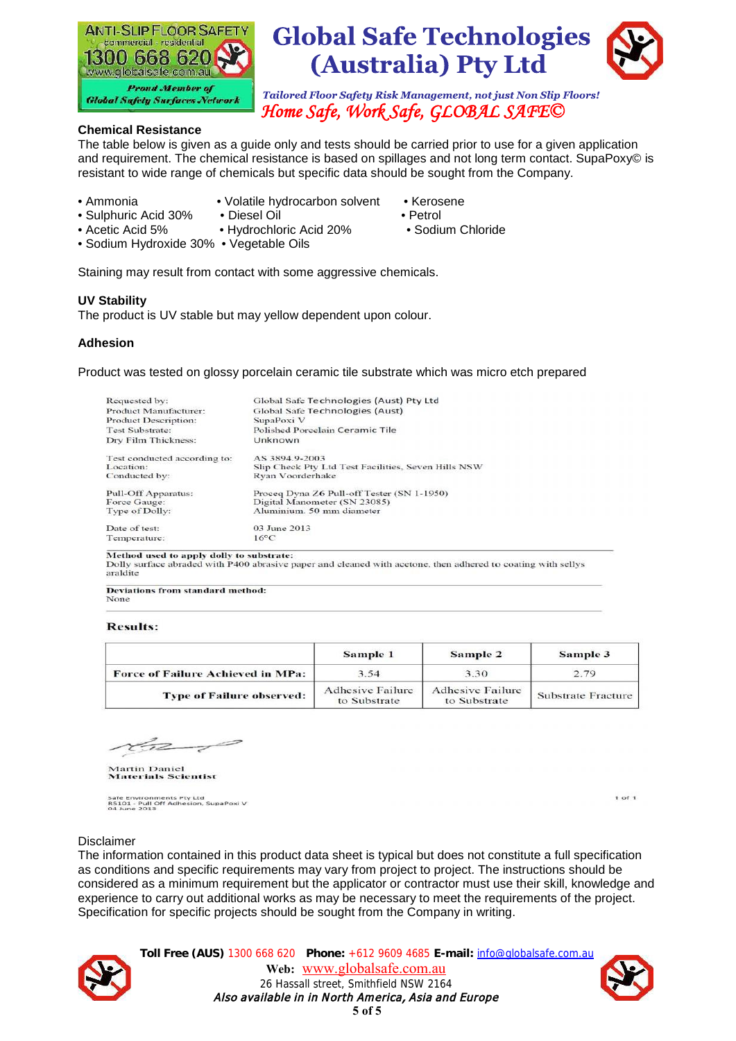## Chemical Resistance

The table below is given as a guide only and tests should be carried prior to use for a given application and requirement. The chemical resistance is based on spillages and not long term contact. SupaPoxy© is resistant to wide range of chemicals but specific data should be sought from the Company.

- Ammonia
- Volatile hydrocarbon solvent
- Kerosene
- Sulphuric Acid 30%
- Diesel Oil
- Petrol
- Acetic Acid 5%
- Hydrochloric Acid 20%
- Sodium Chloride
- Sodium Hydroxide 30%
- Vegetable Oils

Staining may result from contact with some aggressive chemicals.

## UV Stability

The product is UV stable but may yellow dependent upon colour.

## Adhesion

Product was tested on glossy porcelain ceramic tile substrate which was micro etch prepared

| | |
|---|---|
| Requested by: | Global Safe Technologies (Aust) Pty Ltd |
| Product Manufacturer: | Global Safe Technologies (Aust) |
| Product Description: | SupaPoxi V |
| Test Substrate: | Polished Porcelain Ceramic Tile |
| Dry Film Thickness: | Unknown |
| Test conducted according to: | AS 3894.9-2003 |
| Location: | Slip Check Pty Ltd Test Facilities, Seven Hills NSW |
| Conducted by: | Ryan Voorderhake |
| Pull-Off Apparatus: | Proceq Dyna Z6 Pull-off Tester (SN 1-1950) |
| Force Gauge: | Digital Manometer (SN 23085) |
| Type of Dolly: | Aluminium, 50 mm diameter |
| Date of test: | 03 June 2013 |
| Temperature: | 16°C |

**Method used to apply dolly to substrate:**
Dolly surface abraded with P400 abrasive paper and cleaned with acetone, then adhered to coating with sellys araldite

**Deviations from standard method:**
None

**Results:**

| | Sample 1 | Sample 2 | Sample 3 |
|---|---|---|---|
| Force of Failure Achieved in MPa: | 3.54 | 3.30 | 2.79 |
| Type of Failure observed: | Adhesive Failure to Substrate | Adhesive Failure to Substrate | Substrate Fracture |

Martin Daniel
**Materials Scientist**

Safe Environments Pty Ltd
RS101 - Pull Off Adhesion, SupaPoxi V
04 June 2013

Disclaimer

The information contained in this product data sheet is typical but does not constitute a full specification as conditions and specific requirements may vary from project to project. The instructions should be considered as a minimum requirement but the applicator or contractor must use their skill, knowledge and experience to carry out additional works as may be necessary to meet the requirements of the project. Specification for specific projects should be sought from the Company in writing.